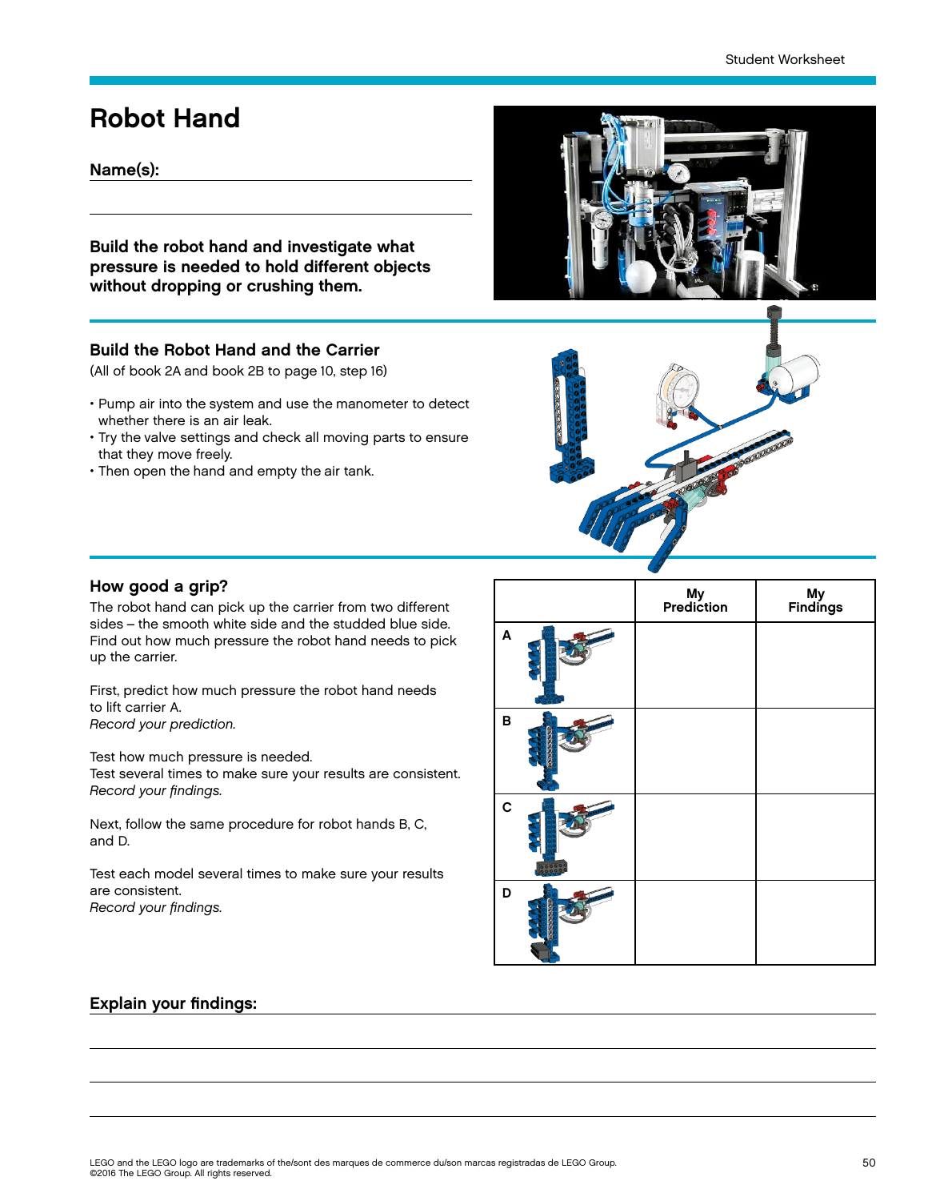# Robot Hand

**Name(s):**

**Build the robot hand and investigate what pressure is needed to hold different objects without dropping or crushing them.**

## Build the Robot Hand and the Carrier

(All of book 2A and book 2B to page 10, step 16)

- Pump air into the system and use the manometer to detect whether there is an air leak.
- Try the valve settings and check all moving parts to ensure that they move freely.
- Then open the hand and empty the air tank.

## How good a grip?

The robot hand can pick up the carrier from two different sides – the smooth white side and the studded blue side. Find out how much pressure the robot hand needs to pick up the carrier.

First, predict how much pressure the robot hand needs to lift carrier A.
*Record your prediction.*

Test how much pressure is needed.
Test several times to make sure your results are consistent.
*Record your findings.*

Next, follow the same procedure for robot hands B, C, and D.

Test each model several times to make sure your results are consistent.
*Record your findings.*

| | My Prediction | My Findings |
|---|---|---|
| A | | |
| B | | |
| C | | |
| D | | |

**Explain your findings:**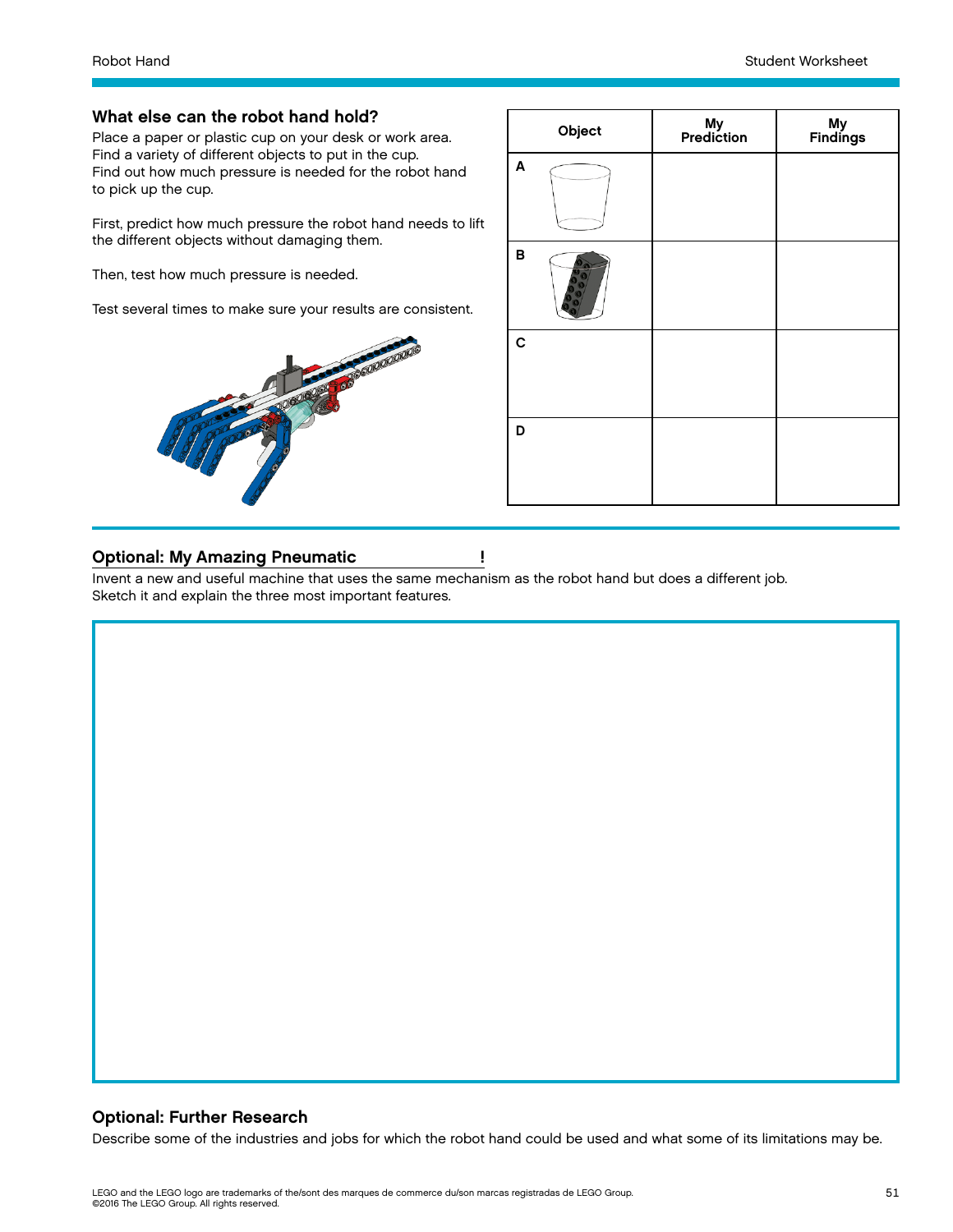## What else can the robot hand hold?

Place a paper or plastic cup on your desk or work area.
Find a variety of different objects to put in the cup.
Find out how much pressure is needed for the robot hand to pick up the cup.

First, predict how much pressure the robot hand needs to lift the different objects without damaging them.

Then, test how much pressure is needed.

Test several times to make sure your results are consistent.

| Object | My Prediction | My Findings |
|---|---|---|
| A | | |
| B | | |
| C | | |
| D | | |

## Optional: My Amazing Pneumatic ____________!

Invent a new and useful machine that uses the same mechanism as the robot hand but does a different job.
Sketch it and explain the three most important features.

## Optional: Further Research

Describe some of the industries and jobs for which the robot hand could be used and what some of its limitations may be.

LEGO and the LEGO logo are trademarks of the/sont des marques de commerce du/son marcas registradas de LEGO Group.
©2016 The LEGO Group. All rights reserved.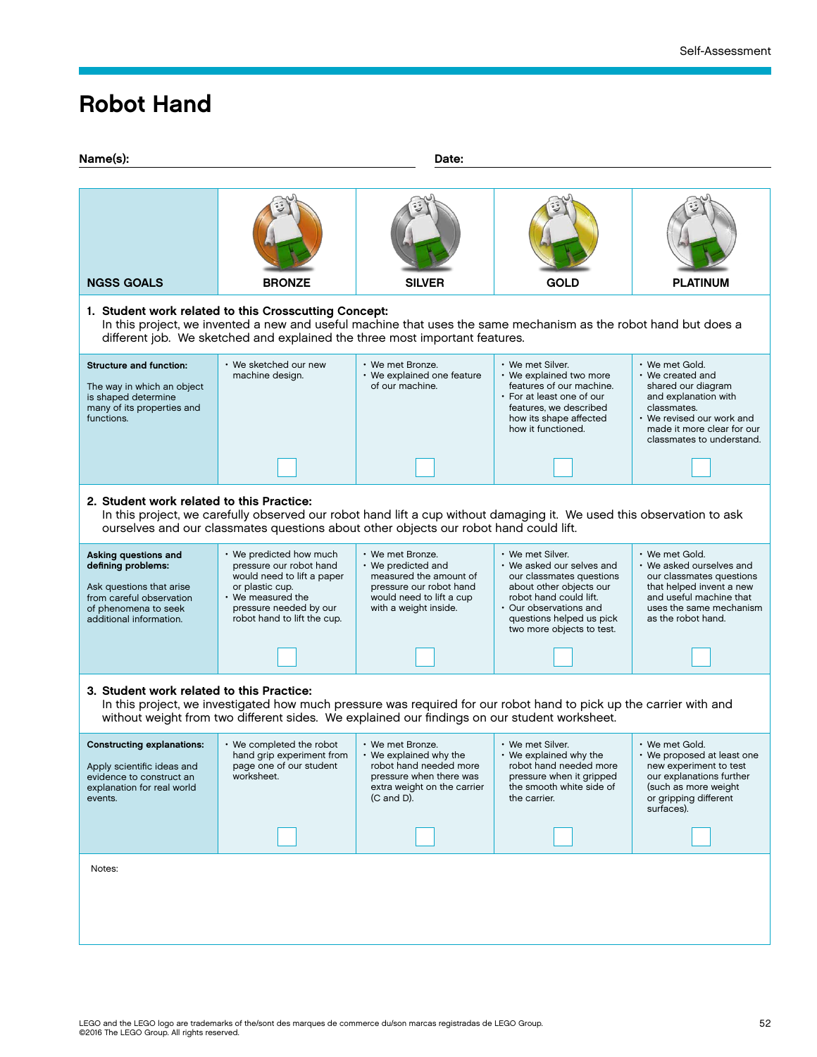# Robot Hand

**Name(s):** ______________________ **Date:** ______________________

| NGSS GOALS | BRONZE | SILVER | GOLD | PLATINUM |
|---|---|---|---|---|
| **1. Student work related to this Crosscutting Concept:** In this project, we invented a new and useful machine that uses the same mechanism as the robot hand but does a different job. We sketched and explained the three most important features. | | | | |
| **Structure and function:** The way in which an object is shaped determine many of its properties and functions. | • We sketched our new machine design. ☐ | • We met Bronze. • We explained one feature of our machine. ☐ | • We met Silver. • We explained two more features of our machine. • For at least one of our features, we described how its shape affected how it functioned. ☐ | • We met Gold. • We created and shared our diagram and explanation with classmates. • We revised our work and made it more clear for our classmates to understand. ☐ |
| **2. Student work related to this Practice:** In this project, we carefully observed our robot hand lift a cup without damaging it. We used this observation to ask ourselves and our classmates questions about other objects our robot hand could lift. | | | | |
| **Asking questions and defining problems:** Ask questions that arise from careful observation of phenomena to seek additional information. | • We predicted how much pressure our robot hand would need to lift a paper or plastic cup. • We measured the pressure needed by our robot hand to lift the cup. ☐ | • We met Bronze. • We predicted and measured the amount of pressure our robot hand would need to lift a cup with a weight inside. ☐ | • We met Silver. • We asked our selves and our classmates questions about other objects our robot hand could lift. • Our observations and questions helped us pick two more objects to test. ☐ | • We met Gold. • We asked ourselves and our classmates questions that helped invent a new and useful machine that uses the same mechanism as the robot hand. ☐ |
| **3. Student work related to this Practice:** In this project, we investigated how much pressure was required for our robot hand to pick up the carrier with and without weight from two different sides. We explained our findings on our student worksheet. | | | | |
| **Constructing explanations:** Apply scientific ideas and evidence to construct an explanation for real world events. | • We completed the robot hand grip experiment from page one of our student worksheet. ☐ | • We met Bronze. • We explained why the robot hand needed more pressure when there was extra weight on the carrier (C and D). ☐ | • We met Silver. • We explained why the robot hand needed more pressure when it gripped the smooth white side of the carrier. ☐ | • We met Gold. • We proposed at least one new experiment to test our explanations further (such as more weight or gripping different surfaces). ☐ |

Notes:

LEGO and the LEGO logo are trademarks of the/sont des marques de commerce du/son marcas registradas de LEGO Group.
©2016 The LEGO Group. All rights reserved.